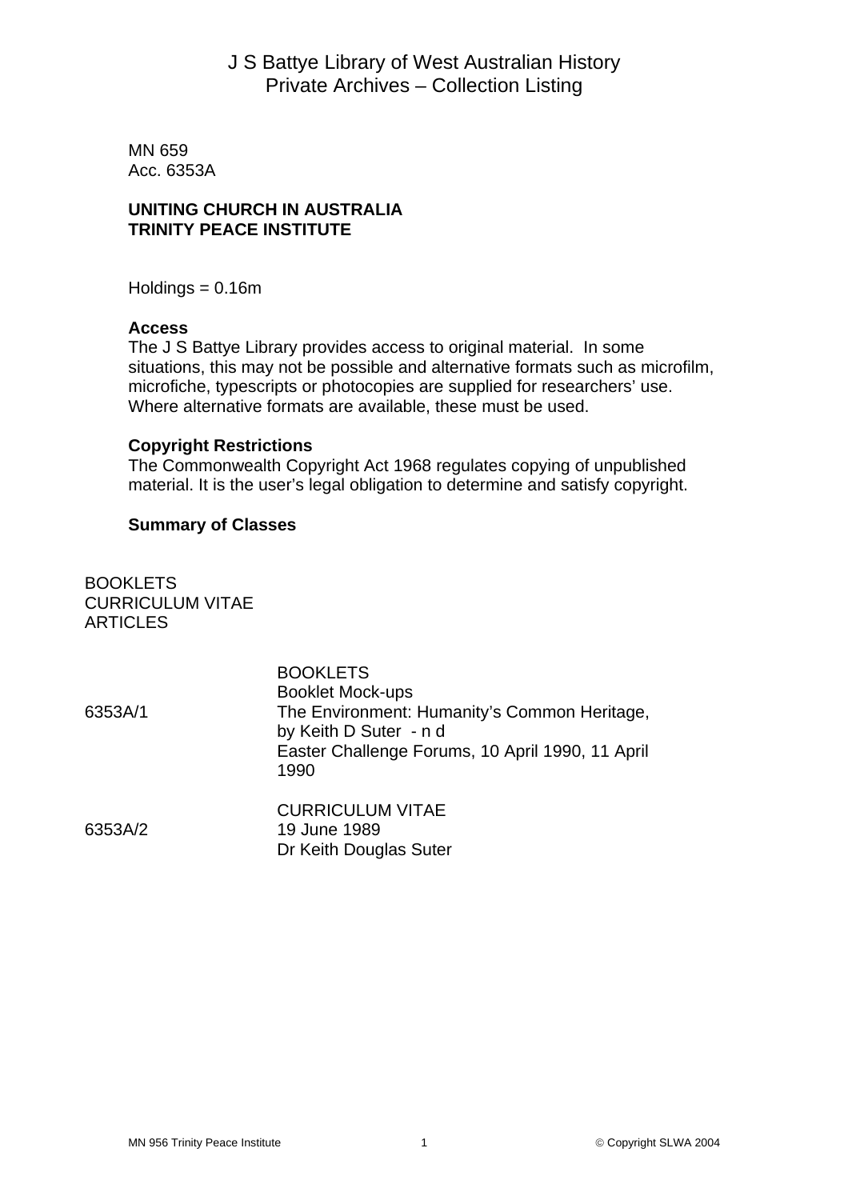# J S Battye Library of West Australian History
## Private Archives – Collection Listing

MN 659
Acc. 6353A

**UNITING CHURCH IN AUSTRALIA**
**TRINITY PEACE INSTITUTE**

Holdings = 0.16m

**Access**
The J S Battye Library provides access to original material. In some situations, this may not be possible and alternative formats such as microfilm, microfiche, typescripts or photocopies are supplied for researchers' use. Where alternative formats are available, these must be used.

**Copyright Restrictions**
The Commonwealth Copyright Act 1968 regulates copying of unpublished material. It is the user's legal obligation to determine and satisfy copyright.

**Summary of Classes**

BOOKLETS
CURRICULUM VITAE
ARTICLES

| | |
|---|---|
| | BOOKLETS<br>Booklet Mock-ups |
| 6353A/1 | The Environment: Humanity's Common Heritage, by Keith D Suter - n d<br>Easter Challenge Forums, 10 April 1990, 11 April 1990 |
| | CURRICULUM VITAE |
| 6353A/2 | 19 June 1989<br>Dr Keith Douglas Suter |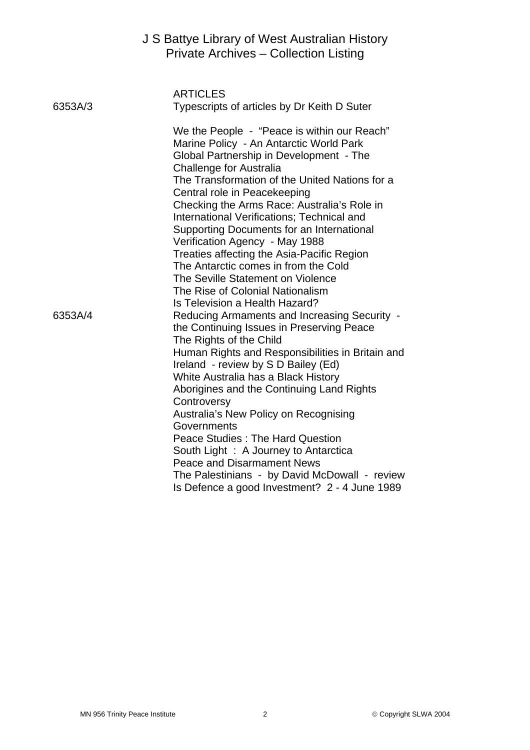## ARTICLES

6353A/3 Typescripts of articles by Dr Keith D Suter

We the People - "Peace is within our Reach"
Marine Policy - An Antarctic World Park
Global Partnership in Development - The Challenge for Australia
The Transformation of the United Nations for a Central role in Peacekeeping
Checking the Arms Race: Australia's Role in International Verifications; Technical and Supporting Documents for an International Verification Agency - May 1988
Treaties affecting the Asia-Pacific Region
The Antarctic comes in from the Cold
The Seville Statement on Violence
The Rise of Colonial Nationalism
Is Television a Health Hazard?

6353A/4 Reducing Armaments and Increasing Security - the Continuing Issues in Preserving Peace
The Rights of the Child
Human Rights and Responsibilities in Britain and Ireland - review by S D Bailey (Ed)
White Australia has a Black History
Aborigines and the Continuing Land Rights Controversy
Australia's New Policy on Recognising Governments
Peace Studies : The Hard Question
South Light : A Journey to Antarctica
Peace and Disarmament News
The Palestinians - by David McDowall - review
Is Defence a good Investment? 2 - 4 June 1989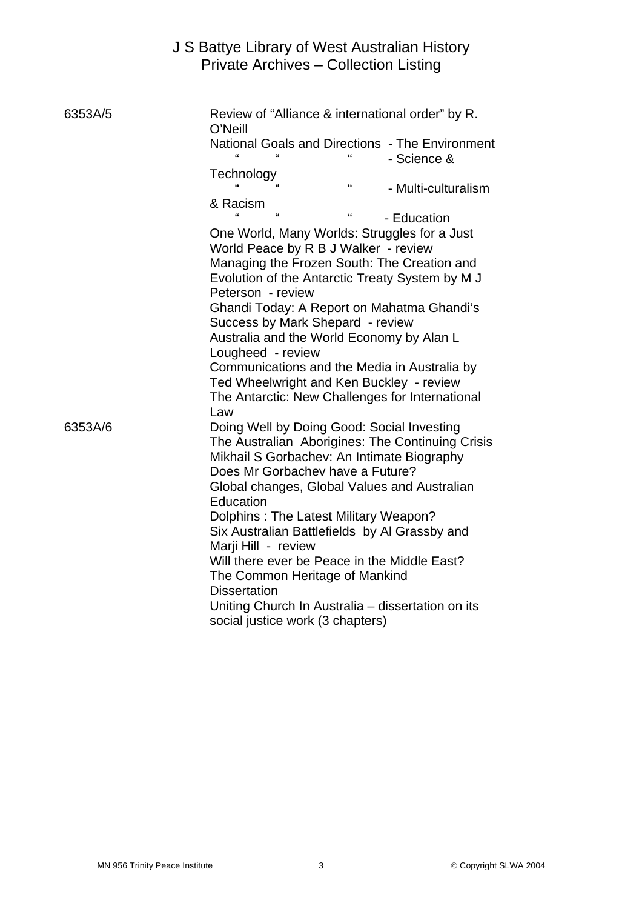| | |
|---|---|
| 6353A/5 | Review of "Alliance & international order" by R. O'Neill<br>National Goals and Directions - The Environment<br>" " " - Science & Technology<br>" " " - Multi-culturalism & Racism<br>" " " - Education<br>One World, Many Worlds: Struggles for a Just World Peace by R B J Walker - review<br>Managing the Frozen South: The Creation and Evolution of the Antarctic Treaty System by M J Peterson - review<br>Ghandi Today: A Report on Mahatma Ghandi's Success by Mark Shepard - review<br>Australia and the World Economy by Alan L Lougheed - review<br>Communications and the Media in Australia by Ted Wheelwright and Ken Buckley - review<br>The Antarctic: New Challenges for International Law |
| 6353A/6 | Doing Well by Doing Good: Social Investing<br>The Australian Aborigines: The Continuing Crisis<br>Mikhail S Gorbachev: An Intimate Biography<br>Does Mr Gorbachev have a Future?<br>Global changes, Global Values and Australian Education<br>Dolphins : The Latest Military Weapon?<br>Six Australian Battlefields by Al Grassby and Marji Hill - review<br>Will there ever be Peace in the Middle East?<br>The Common Heritage of Mankind<br>Dissertation<br>Uniting Church In Australia – dissertation on its social justice work (3 chapters) |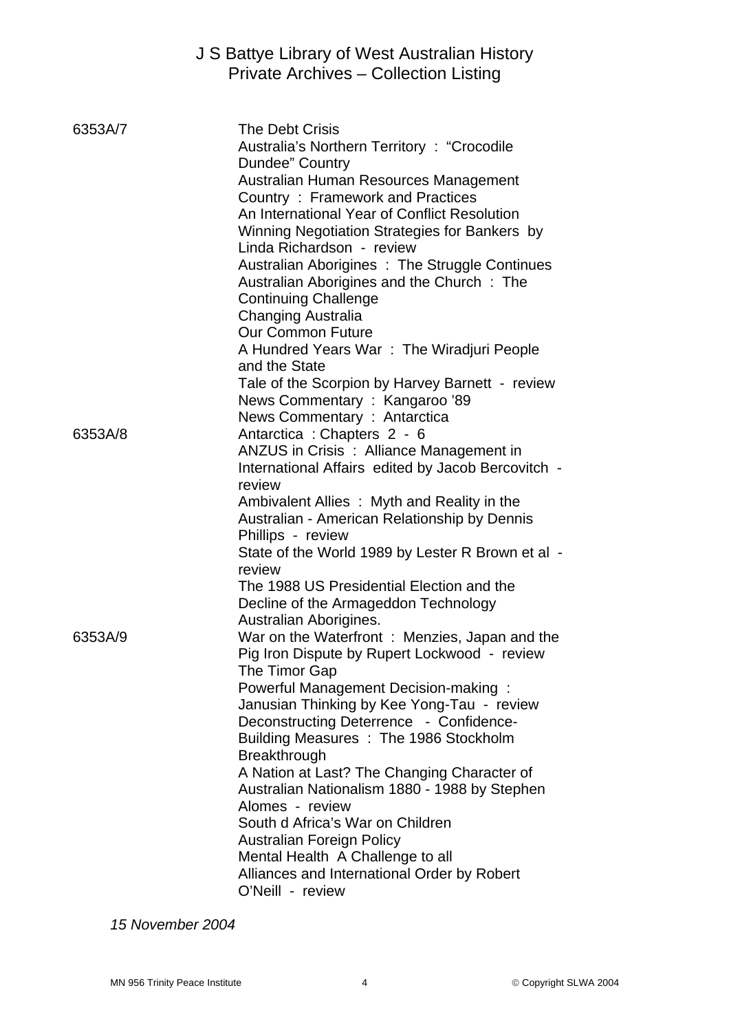6353A/7

The Debt Crisis
Australia's Northern Territory : "Crocodile Dundee" Country
Australian Human Resources Management Country : Framework and Practices
An International Year of Conflict Resolution
Winning Negotiation Strategies for Bankers by Linda Richardson - review
Australian Aborigines : The Struggle Continues
Australian Aborigines and the Church : The Continuing Challenge
Changing Australia
Our Common Future
A Hundred Years War : The Wiradjuri People and the State
Tale of the Scorpion by Harvey Barnett - review
News Commentary : Kangaroo '89
News Commentary : Antarctica

6353A/8

Antarctica : Chapters 2 - 6
ANZUS in Crisis : Alliance Management in International Affairs edited by Jacob Bercovitch - review
Ambivalent Allies : Myth and Reality in the Australian - American Relationship by Dennis Phillips - review
State of the World 1989 by Lester R Brown et al - review
The 1988 US Presidential Election and the Decline of the Armageddon Technology
Australian Aborigines.

6353A/9

War on the Waterfront : Menzies, Japan and the Pig Iron Dispute by Rupert Lockwood - review
The Timor Gap
Powerful Management Decision-making : Janusian Thinking by Kee Yong-Tau - review
Deconstructing Deterrence - Confidence-Building Measures : The 1986 Stockholm Breakthrough
A Nation at Last? The Changing Character of Australian Nationalism 1880 - 1988 by Stephen Alomes - review
South d Africa's War on Children
Australian Foreign Policy
Mental Health A Challenge to all
Alliances and International Order by Robert O'Neill - review

*15 November 2004*